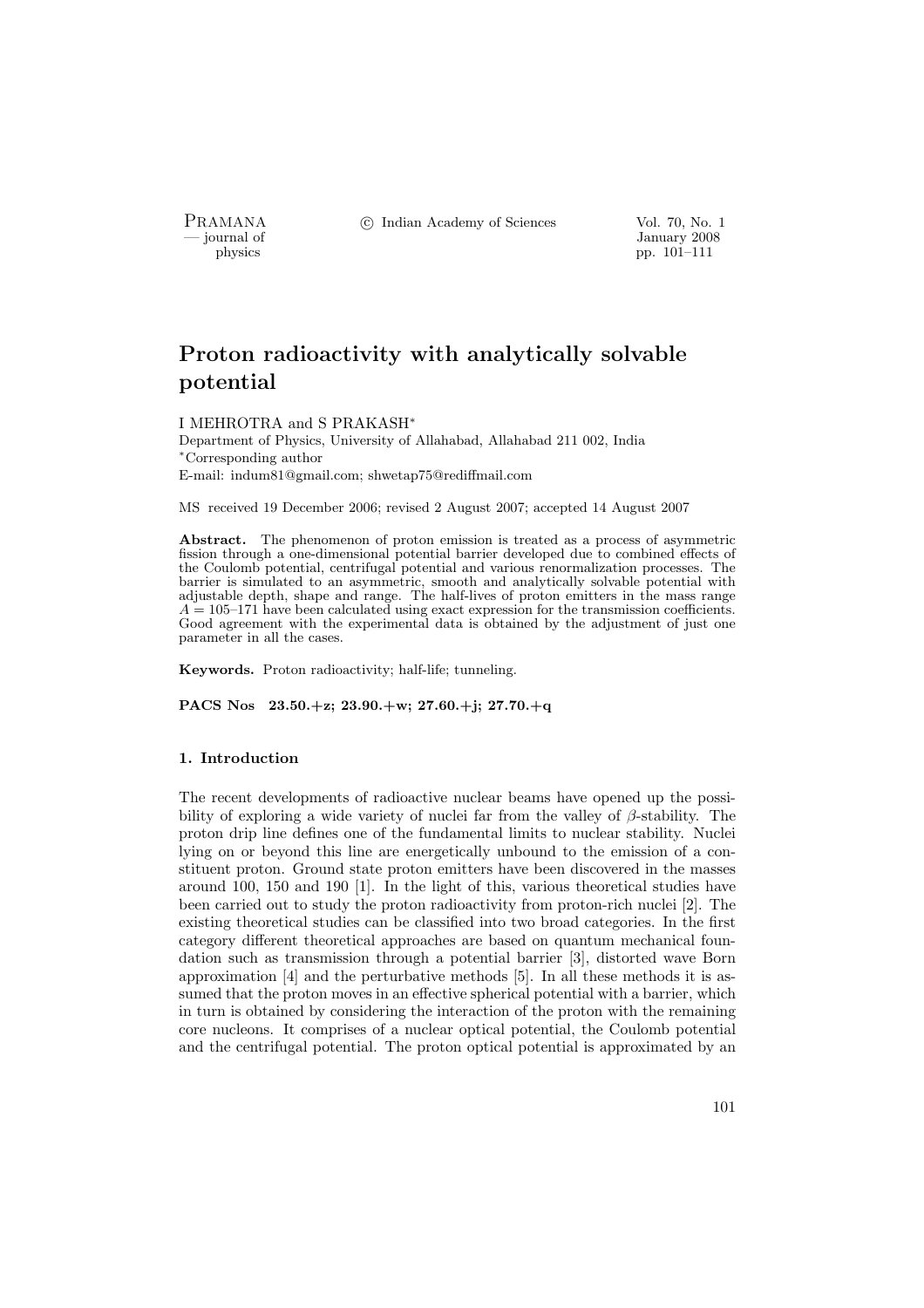# Proton radioactivity with analytically solvable potential

I MEHROTRA and S PRAKASH*

Department of Physics, University of Allahabad, Allahabad 211 002, India

*Corresponding author

E-mail: indum81@gmail.com; shwetap75@rediffmail.com

MS received 19 December 2006; revised 2 August 2007; accepted 14 August 2007

**Abstract.** The phenomenon of proton emission is treated as a process of asymmetric fission through a one-dimensional potential barrier developed due to combined effects of the Coulomb potential, centrifugal potential and various renormalization processes. The barrier is simulated to an asymmetric, smooth and analytically solvable potential with adjustable depth, shape and range. The half-lives of proton emitters in the mass range $A = 105$–$171$ have been calculated using exact expression for the transmission coefficients. Good agreement with the experimental data is obtained by the adjustment of just one parameter in all the cases.

**Keywords.** Proton radioactivity; half-life; tunneling.

**PACS Nos 23.50.+z; 23.90.+w; 27.60.+j; 27.70.+q**

## 1. Introduction

The recent developments of radioactive nuclear beams have opened up the possibility of exploring a wide variety of nuclei far from the valley of $\beta$-stability. The proton drip line defines one of the fundamental limits to nuclear stability. Nuclei lying on or beyond this line are energetically unbound to the emission of a constituent proton. Ground state proton emitters have been discovered in the masses around 100, 150 and 190 [1]. In the light of this, various theoretical studies have been carried out to study the proton radioactivity from proton-rich nuclei [2]. The existing theoretical studies can be classified into two broad categories. In the first category different theoretical approaches are based on quantum mechanical foundation such as transmission through a potential barrier [3], distorted wave Born approximation [4] and the perturbative methods [5]. In all these methods it is assumed that the proton moves in an effective spherical potential with a barrier, which in turn is obtained by considering the interaction of the proton with the remaining core nucleons. It comprises of a nuclear optical potential, the Coulomb potential and the centrifugal potential. The proton optical potential is approximated by an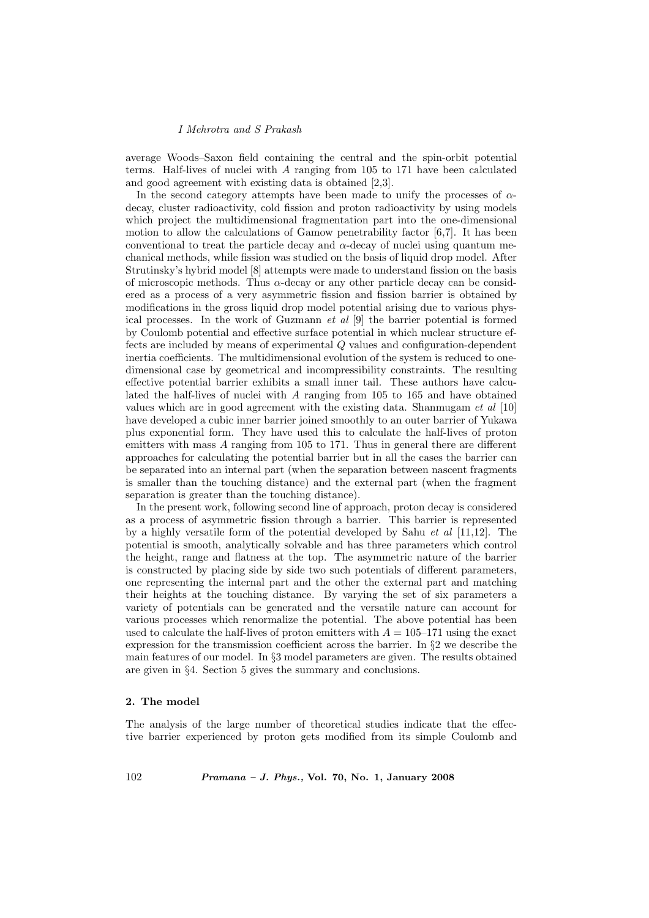average Woods–Saxon field containing the central and the spin-orbit potential terms. Half-lives of nuclei with $A$ ranging from 105 to 171 have been calculated and good agreement with existing data is obtained [2,3].

In the second category attempts have been made to unify the processes of $\alpha$-decay, cluster radioactivity, cold fission and proton radioactivity by using models which project the multidimensional fragmentation part into the one-dimensional motion to allow the calculations of Gamow penetrability factor [6,7]. It has been conventional to treat the particle decay and $\alpha$-decay of nuclei using quantum mechanical methods, while fission was studied on the basis of liquid drop model. After Strutinsky's hybrid model [8] attempts were made to understand fission on the basis of microscopic methods. Thus $\alpha$-decay or any other particle decay can be considered as a process of a very asymmetric fission and fission barrier is obtained by modifications in the gross liquid drop model potential arising due to various physical processes. In the work of Guzmann *et al* [9] the barrier potential is formed by Coulomb potential and effective surface potential in which nuclear structure effects are included by means of experimental $Q$ values and configuration-dependent inertia coefficients. The multidimensional evolution of the system is reduced to one-dimensional case by geometrical and incompressibility constraints. The resulting effective potential barrier exhibits a small inner tail. These authors have calculated the half-lives of nuclei with $A$ ranging from 105 to 165 and have obtained values which are in good agreement with the existing data. Shanmugam *et al* [10] have developed a cubic inner barrier joined smoothly to an outer barrier of Yukawa plus exponential form. They have used this to calculate the half-lives of proton emitters with mass $A$ ranging from 105 to 171. Thus in general there are different approaches for calculating the potential barrier but in all the cases the barrier can be separated into an internal part (when the separation between nascent fragments is smaller than the touching distance) and the external part (when the fragment separation is greater than the touching distance).

In the present work, following second line of approach, proton decay is considered as a process of asymmetric fission through a barrier. This barrier is represented by a highly versatile form of the potential developed by Sahu *et al* [11,12]. The potential is smooth, analytically solvable and has three parameters which control the height, range and flatness at the top. The asymmetric nature of the barrier is constructed by placing side by side two such potentials of different parameters, one representing the internal part and the other the external part and matching their heights at the touching distance. By varying the set of six parameters a variety of potentials can be generated and the versatile nature can account for various processes which renormalize the potential. The above potential has been used to calculate the half-lives of proton emitters with $A = 105$–171 using the exact expression for the transmission coefficient across the barrier. In §2 we describe the main features of our model. In §3 model parameters are given. The results obtained are given in §4. Section 5 gives the summary and conclusions.

## 2. The model

The analysis of the large number of theoretical studies indicate that the effective barrier experienced by proton gets modified from its simple Coulomb and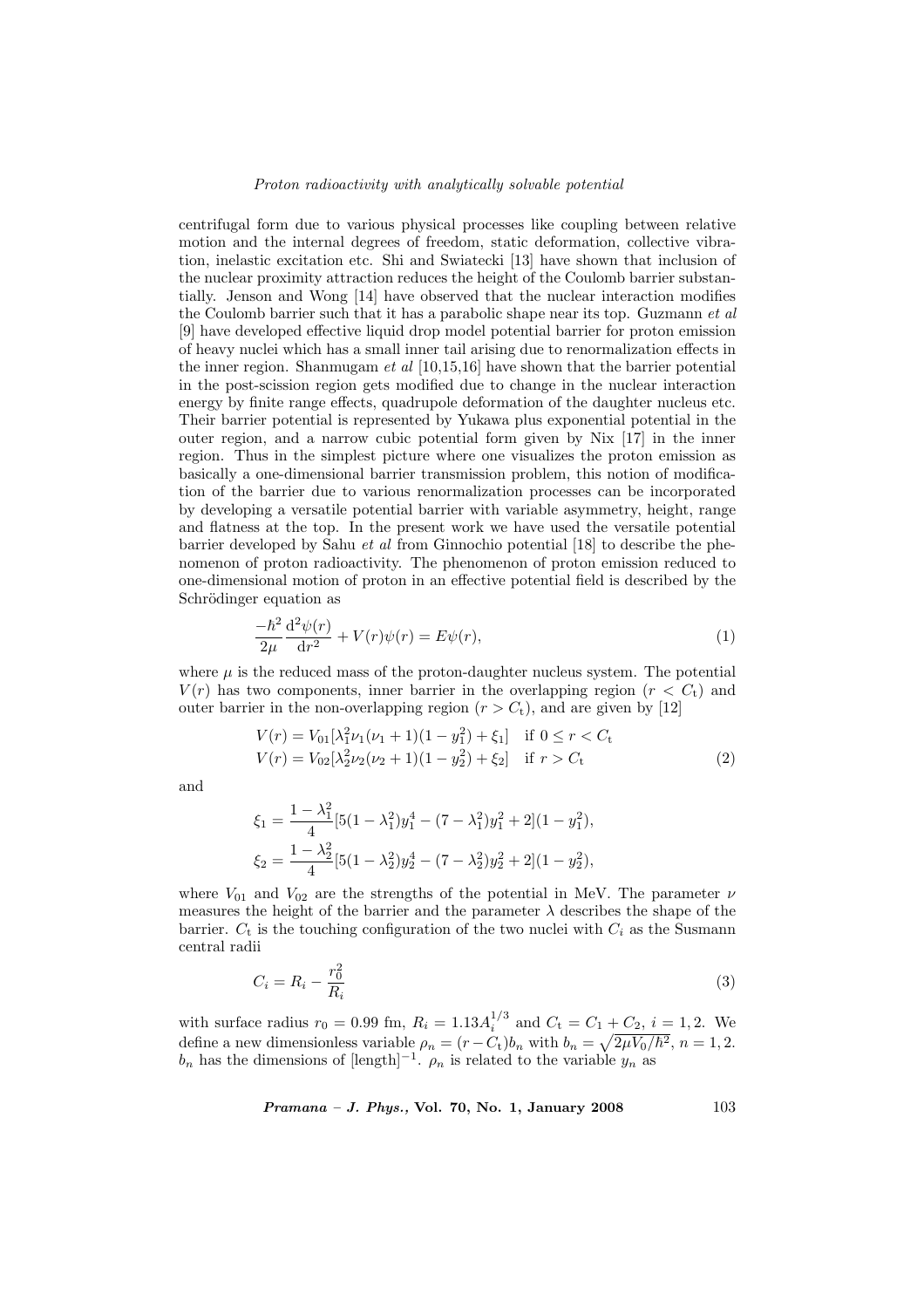centrifugal form due to various physical processes like coupling between relative motion and the internal degrees of freedom, static deformation, collective vibration, inelastic excitation etc. Shi and Swiatecki [13] have shown that inclusion of the nuclear proximity attraction reduces the height of the Coulomb barrier substantially. Jenson and Wong [14] have observed that the nuclear interaction modifies the Coulomb barrier such that it has a parabolic shape near its top. Guzmann *et al* [9] have developed effective liquid drop model potential barrier for proton emission of heavy nuclei which has a small inner tail arising due to renormalization effects in the inner region. Shanmugam *et al* [10,15,16] have shown that the barrier potential in the post-scission region gets modified due to change in the nuclear interaction energy by finite range effects, quadrupole deformation of the daughter nucleus etc. Their barrier potential is represented by Yukawa plus exponential potential in the outer region, and a narrow cubic potential form given by Nix [17] in the inner region. Thus in the simplest picture where one visualizes the proton emission as basically a one-dimensional barrier transmission problem, this notion of modification of the barrier due to various renormalization processes can be incorporated by developing a versatile potential barrier with variable asymmetry, height, range and flatness at the top. In the present work we have used the versatile potential barrier developed by Sahu *et al* from Ginnochio potential [18] to describe the phenomenon of proton radioactivity. The phenomenon of proton emission reduced to one-dimensional motion of proton in an effective potential field is described by the Schrödinger equation as

$$\frac{-\hbar^2}{2\mu}\frac{\mathrm{d}^2\psi(r)}{\mathrm{d}r^2} + V(r)\psi(r) = E\psi(r), \tag{1}$$

where $\mu$ is the reduced mass of the proton-daughter nucleus system. The potential $V(r)$ has two components, inner barrier in the overlapping region ($r < C_\mathrm{t}$) and outer barrier in the non-overlapping region ($r > C_\mathrm{t}$), and are given by [12]

$$\begin{aligned} V(r) &= V_{01}[\lambda_1^2\nu_1(\nu_1+1)(1-y_1^2)+\xi_1] \quad \text{if } 0 \le r < C_\mathrm{t} \\ V(r) &= V_{02}[\lambda_2^2\nu_2(\nu_2+1)(1-y_2^2)+\xi_2] \quad \text{if } r > C_\mathrm{t} \end{aligned} \tag{2}$$

and

$$\xi_1 = \frac{1-\lambda_1^2}{4}[5(1-\lambda_1^2)y_1^4 - (7-\lambda_1^2)y_1^2 + 2](1-y_1^2),$$

$$\xi_2 = \frac{1-\lambda_2^2}{4}[5(1-\lambda_2^2)y_2^4 - (7-\lambda_2^2)y_2^2 + 2](1-y_2^2),$$

where $V_{01}$ and $V_{02}$ are the strengths of the potential in MeV. The parameter $\nu$ measures the height of the barrier and the parameter $\lambda$ describes the shape of the barrier. $C_\mathrm{t}$ is the touching configuration of the two nuclei with $C_i$ as the Susmann central radii

$$C_i = R_i - \frac{r_0^2}{R_i} \tag{3}$$

with surface radius $r_0 = 0.99$ fm, $R_i = 1.13A_i^{1/3}$ and $C_\mathrm{t} = C_1 + C_2$, $i = 1, 2$. We define a new dimensionless variable $\rho_n = (r - C_\mathrm{t})b_n$ with $b_n = \sqrt{2\mu V_0/\hbar^2}$, $n = 1, 2$. $b_n$ has the dimensions of $[\text{length}]^{-1}$. $\rho_n$ is related to the variable $y_n$ as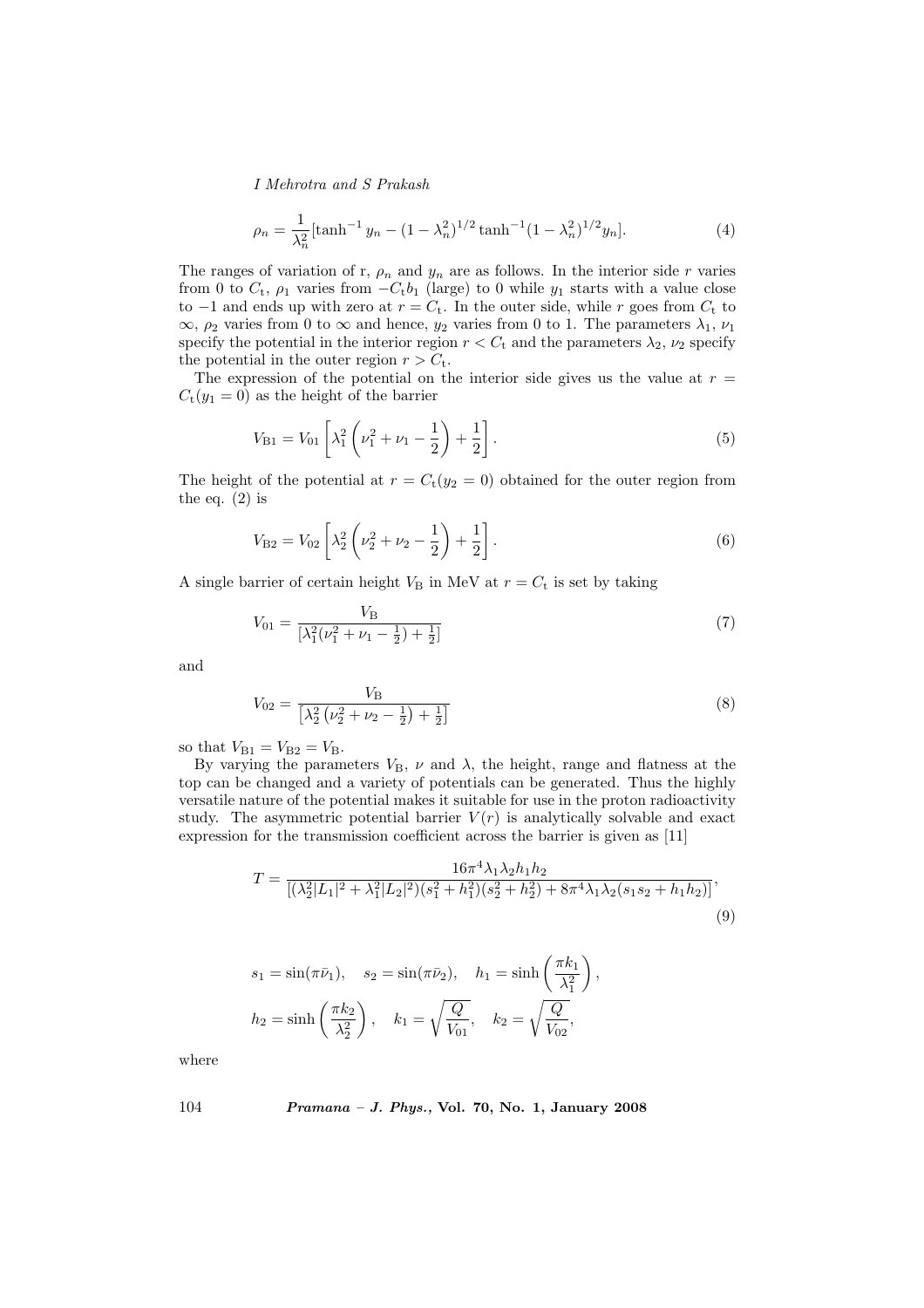$$\rho_n = \frac{1}{\lambda_n^2}[\tanh^{-1} y_n - (1-\lambda_n^2)^{1/2} \tanh^{-1}(1-\lambda_n^2)^{1/2} y_n]. \tag{4}$$

The ranges of variation of r, $\rho_n$ and $y_n$ are as follows. In the interior side $r$ varies from 0 to $C_\mathrm{t}$, $\rho_1$ varies from $-C_\mathrm{t} b_1$ (large) to 0 while $y_1$ starts with a value close to $-1$ and ends up with zero at $r = C_\mathrm{t}$. In the outer side, while $r$ goes from $C_\mathrm{t}$ to $\infty$, $\rho_2$ varies from 0 to $\infty$ and hence, $y_2$ varies from 0 to 1. The parameters $\lambda_1$, $\nu_1$ specify the potential in the interior region $r < C_\mathrm{t}$ and the parameters $\lambda_2$, $\nu_2$ specify the potential in the outer region $r > C_\mathrm{t}$.

The expression of the potential on the interior side gives us the value at $r = C_\mathrm{t}(y_1 = 0)$ as the height of the barrier

$$V_{\mathrm{B}1} = V_{01}\left[\lambda_1^2\left(\nu_1^2 + \nu_1 - \frac{1}{2}\right) + \frac{1}{2}\right]. \tag{5}$$

The height of the potential at $r = C_\mathrm{t}(y_2 = 0)$ obtained for the outer region from the eq. (2) is

$$V_{\mathrm{B}2} = V_{02}\left[\lambda_2^2\left(\nu_2^2 + \nu_2 - \frac{1}{2}\right) + \frac{1}{2}\right]. \tag{6}$$

A single barrier of certain height $V_\mathrm{B}$ in MeV at $r = C_\mathrm{t}$ is set by taking

$$V_{01} = \frac{V_\mathrm{B}}{[\lambda_1^2(\nu_1^2 + \nu_1 - \frac{1}{2}) + \frac{1}{2}]} \tag{7}$$

and

$$V_{02} = \frac{V_\mathrm{B}}{\left[\lambda_2^2\left(\nu_2^2 + \nu_2 - \frac{1}{2}\right) + \frac{1}{2}\right]} \tag{8}$$

so that $V_{\mathrm{B}1} = V_{\mathrm{B}2} = V_\mathrm{B}$.

By varying the parameters $V_\mathrm{B}$, $\nu$ and $\lambda$, the height, range and flatness at the top can be changed and a variety of potentials can be generated. Thus the highly versatile nature of the potential makes it suitable for use in the proton radioactivity study. The asymmetric potential barrier $V(r)$ is analytically solvable and exact expression for the transmission coefficient across the barrier is given as [11]

$$T = \frac{16\pi^4 \lambda_1 \lambda_2 h_1 h_2}{[(\lambda_2^2|L_1|^2 + \lambda_1^2|L_2|^2)(s_1^2 + h_1^2)(s_2^2 + h_2^2) + 8\pi^4\lambda_1\lambda_2(s_1 s_2 + h_1 h_2)]}, \tag{9}$$

$$s_1 = \sin(\pi\bar{\nu}_1), \quad s_2 = \sin(\pi\bar{\nu}_2), \quad h_1 = \sinh\left(\frac{\pi k_1}{\lambda_1^2}\right),$$
$$h_2 = \sinh\left(\frac{\pi k_2}{\lambda_2^2}\right), \quad k_1 = \sqrt{\frac{Q}{V_{01}}}, \quad k_2 = \sqrt{\frac{Q}{V_{02}}},$$

where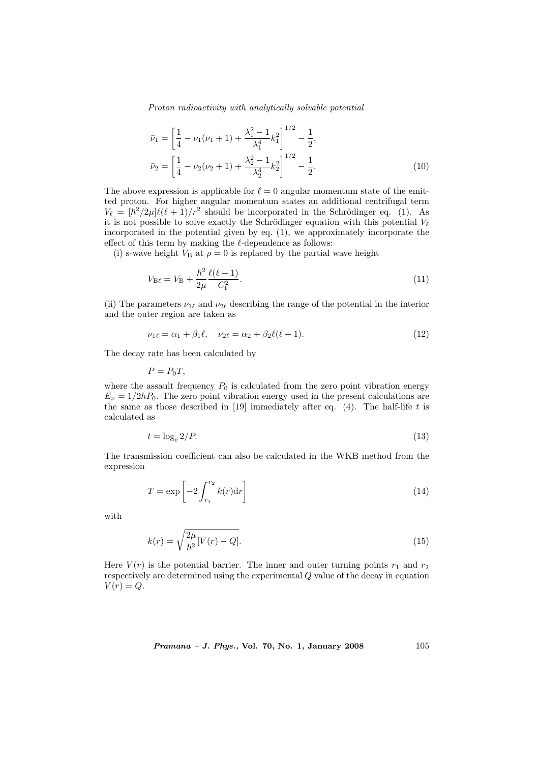$$\bar{\nu}_1 = \left[\frac{1}{4} - \nu_1(\nu_1+1) + \frac{\lambda_1^2 - 1}{\lambda_1^4}k_1^2\right]^{1/2} - \frac{1}{2},$$
$$\bar{\nu}_2 = \left[\frac{1}{4} - \nu_2(\nu_2+1) + \frac{\lambda_2^2 - 1}{\lambda_2^4}k_2^2\right]^{1/2} - \frac{1}{2}. \tag{10}$$

The above expression is applicable for $\ell = 0$ angular momentum state of the emitted proton. For higher angular momentum states an additional centrifugal term $V_\ell = [\hbar^2/2\mu]\ell(\ell+1)/r^2$ should be incorporated in the Schrödinger eq. (1). As it is not possible to solve exactly the Schrödinger equation with this potential $V_\ell$ incorporated in the potential given by eq. (1), we approximately incorporate the effect of this term by making the $\ell$-dependence as follows:

(i) s-wave height $V_\mathrm{B}$ at $\rho = 0$ is replaced by the partial wave height

$$V_{\mathrm{B}\ell} = V_\mathrm{B} + \frac{\hbar^2}{2\mu}\frac{\ell(\ell+1)}{C_\mathrm{t}^2}. \tag{11}$$

(ii) The parameters $\nu_{1\ell}$ and $\nu_{2\ell}$ describing the range of the potential in the interior and the outer region are taken as

$$\nu_{1\ell} = \alpha_1 + \beta_1\ell, \quad \nu_{2\ell} = \alpha_2 + \beta_2\ell(\ell+1). \tag{12}$$

The decay rate has been calculated by

$$P = P_0 T,$$

where the assault frequency $P_0$ is calculated from the zero point vibration energy $E_\nu = 1/2hP_0$. The zero point vibration energy used in the present calculations are the same as those described in [19] immediately after eq. (4). The half-life $t$ is calculated as

$$t = \log_\mathrm{e} 2/P. \tag{13}$$

The transmission coefficient can also be calculated in the WKB method from the expression

$$T = \exp\left[-2\int_{r_1}^{r_2} k(r)\mathrm{d}r\right] \tag{14}$$

with

$$k(r) = \sqrt{\frac{2\mu}{\hbar^2}[V(r) - Q]}. \tag{15}$$

Here $V(r)$ is the potential barrier. The inner and outer turning points $r_1$ and $r_2$ respectively are determined using the experimental $Q$ value of the decay in equation $V(r) = Q$.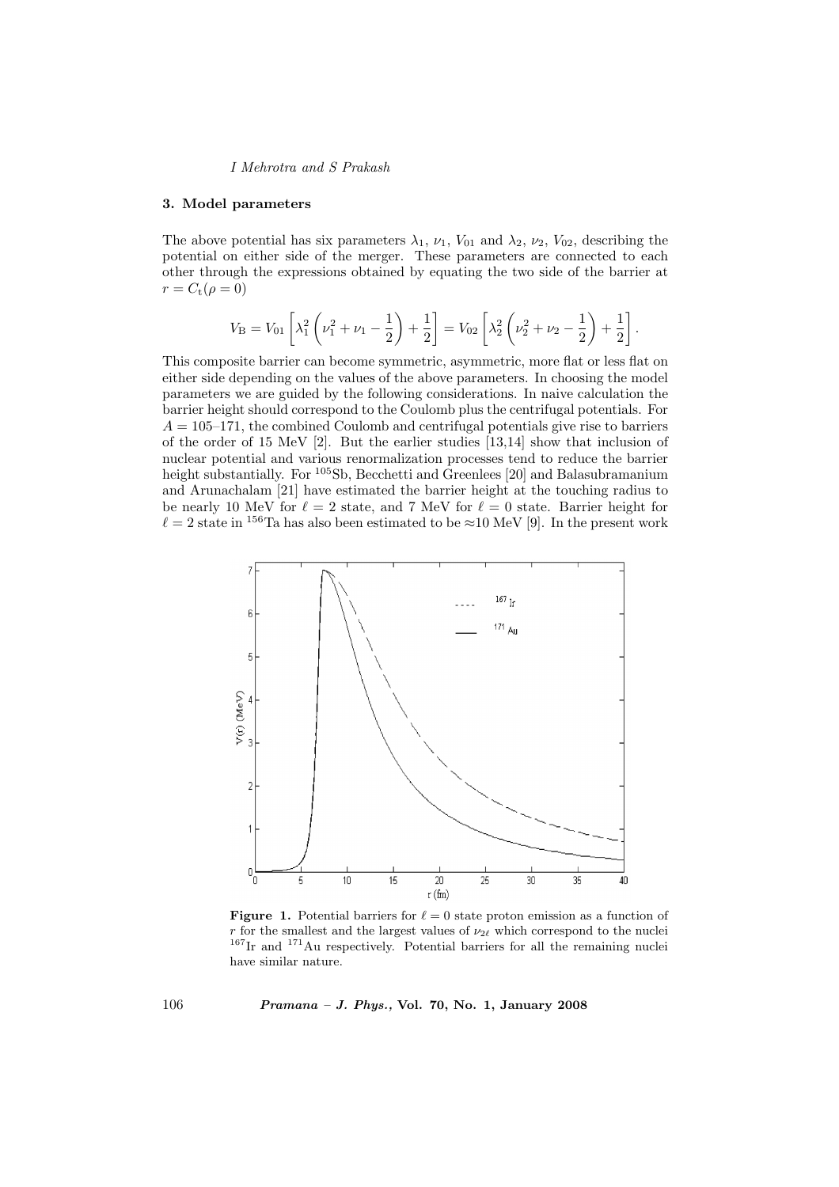## 3. Model parameters

The above potential has six parameters $\lambda_1$, $\nu_1$, $V_{01}$ and $\lambda_2$, $\nu_2$, $V_{02}$, describing the potential on either side of the merger. These parameters are connected to each other through the expressions obtained by equating the two side of the barrier at $r = C_{\rm t}(\rho = 0)$

$$V_{\rm B} = V_{01}\left[\lambda_1^2\left(\nu_1^2 + \nu_1 - \frac{1}{2}\right) + \frac{1}{2}\right] = V_{02}\left[\lambda_2^2\left(\nu_2^2 + \nu_2 - \frac{1}{2}\right) + \frac{1}{2}\right].$$

This composite barrier can become symmetric, asymmetric, more flat or less flat on either side depending on the values of the above parameters. In choosing the model parameters we are guided by the following considerations. In naive calculation the barrier height should correspond to the Coulomb plus the centrifugal potentials. For $A = 105$–$171$, the combined Coulomb and centrifugal potentials give rise to barriers of the order of 15 MeV [2]. But the earlier studies [13,14] show that inclusion of nuclear potential and various renormalization processes tend to reduce the barrier height substantially. For $^{105}$Sb, Becchetti and Greenlees [20] and Balasubramanium and Arunachalam [21] have estimated the barrier height at the touching radius to be nearly 10 MeV for $\ell = 2$ state, and 7 MeV for $\ell = 0$ state. Barrier height for $\ell = 2$ state in $^{156}$Ta has also been estimated to be $\approx$10 MeV [9]. In the present work

**Figure 1.** Potential barriers for $\ell = 0$ state proton emission as a function of $r$ for the smallest and the largest values of $\nu_{2\ell}$ which correspond to the nuclei $^{167}$Ir and $^{171}$Au respectively. Potential barriers for all the remaining nuclei have similar nature.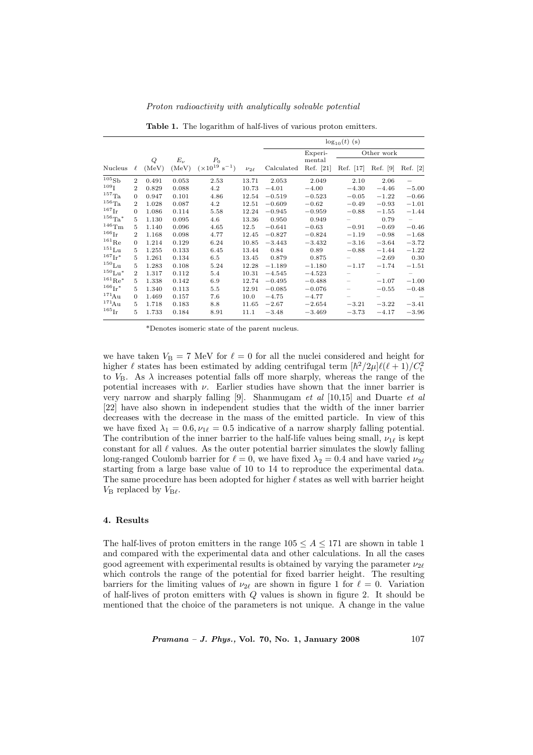**Table 1.** The logarithm of half-lives of various proton emitters.

| | | | | | | $\log_{10}(t)$ (s) | | | | |
|---|---|---|---|---|---|---|---|---|---|---|
| | | | | | | | Experi-mental | Other work | | |
| Nucleus | $\ell$ | $Q$ (MeV) | $E_\nu$ (MeV) | $P_0$ ($\times 10^{19}$ s$^{-1}$) | $\nu_{2\ell}$ | Calculated | Ref. [21] | Ref. [17] | Ref. [9] | Ref. [2] |
| $^{105}$Sb | 2 | 0.491 | 0.053 | 2.53 | 13.71 | 2.053 | 2.049 | 2.10 | 2.06 | – |
| $^{109}$I | 2 | 0.829 | 0.088 | 4.2 | 10.73 | −4.01 | −4.00 | −4.30 | −4.46 | −5.00 |
| $^{157}$Ta | 0 | 0.947 | 0.101 | 4.86 | 12.54 | −0.519 | −0.523 | −0.05 | −1.22 | −0.66 |
| $^{156}$Ta | 2 | 1.028 | 0.087 | 4.2 | 12.51 | −0.609 | −0.62 | −0.49 | −0.93 | −1.01 |
| $^{167}$Ir | 0 | 1.086 | 0.114 | 5.58 | 12.24 | −0.945 | −0.959 | −0.88 | −1.55 | −1.44 |
| $^{156}$Ta* | 5 | 1.130 | 0.095 | 4.6 | 13.36 | 0.950 | 0.949 | – | 0.79 | – |
| $^{146}$Tm | 5 | 1.140 | 0.096 | 4.65 | 12.5 | −0.641 | −0.63 | −0.91 | −0.69 | −0.46 |
| $^{166}$Ir | 2 | 1.168 | 0.098 | 4.77 | 12.45 | −0.827 | −0.824 | −1.19 | −0.98 | −1.68 |
| $^{161}$Re | 0 | 1.214 | 0.129 | 6.24 | 10.85 | −3.443 | −3.432 | −3.16 | −3.64 | −3.72 |
| $^{151}$Lu | 5 | 1.255 | 0.133 | 6.45 | 13.44 | 0.84 | 0.89 | −0.88 | −1.44 | −1.22 |
| $^{167}$Ir* | 5 | 1.261 | 0.134 | 6.5 | 13.45 | 0.879 | 0.875 | – | −2.69 | 0.30 |
| $^{150}$Lu | 5 | 1.283 | 0.108 | 5.24 | 12.28 | −1.189 | −1.180 | −1.17 | −1.74 | −1.51 |
| $^{150}$Lu* | 2 | 1.317 | 0.112 | 5.4 | 10.31 | −4.545 | −4.523 | – | – | – |
| $^{161}$Re* | 5 | 1.338 | 0.142 | 6.9 | 12.74 | −0.495 | −0.488 | – | −1.07 | −1.00 |
| $^{166}$Ir* | 5 | 1.340 | 0.113 | 5.5 | 12.91 | −0.085 | −0.076 | – | −0.55 | −0.48 |
| $^{171}$Au | 0 | 1.469 | 0.157 | 7.6 | 10.0 | −4.75 | −4.77 | – | – | – |
| $^{171}$Au | 5 | 1.718 | 0.183 | 8.8 | 11.65 | −2.67 | −2.654 | −3.21 | −3.22 | −3.41 |
| $^{165}$Ir | 5 | 1.733 | 0.184 | 8.91 | 11.1 | −3.48 | −3.469 | −3.73 | −4.17 | −3.96 |

*Denotes isomeric state of the parent nucleus.

we have taken $V_B = 7$ MeV for $\ell = 0$ for all the nuclei considered and height for higher $\ell$ states has been estimated by adding centrifugal term $[\hbar^2/2\mu]\ell(\ell+1)/C_t^2$ to $V_B$. As $\lambda$ increases potential falls off more sharply, whereas the range of the potential increases with $\nu$. Earlier studies have shown that the inner barrier is very narrow and sharply falling [9]. Shanmugam *et al* [10,15] and Duarte *et al* [22] have also shown in independent studies that the width of the inner barrier decreases with the decrease in the mass of the emitted particle. In view of this we have fixed $\lambda_1 = 0.6, \nu_{1\ell} = 0.5$ indicative of a narrow sharply falling potential. The contribution of the inner barrier to the half-life values being small, $\nu_{1\ell}$ is kept constant for all $\ell$ values. As the outer potential barrier simulates the slowly falling long-ranged Coulomb barrier for $\ell = 0$, we have fixed $\lambda_2 = 0.4$ and have varied $\nu_{2\ell}$ starting from a large base value of 10 to 14 to reproduce the experimental data. The same procedure has been adopted for higher $\ell$ states as well with barrier height $V_B$ replaced by $V_{B\ell}$.

## 4. Results

The half-lives of proton emitters in the range $105 \leq A \leq 171$ are shown in table 1 and compared with the experimental data and other calculations. In all the cases good agreement with experimental results is obtained by varying the parameter $\nu_{2\ell}$ which controls the range of the potential for fixed barrier height. The resulting barriers for the limiting values of $\nu_{2\ell}$ are shown in figure 1 for $\ell = 0$. Variation of half-lives of proton emitters with $Q$ values is shown in figure 2. It should be mentioned that the choice of the parameters is not unique. A change in the value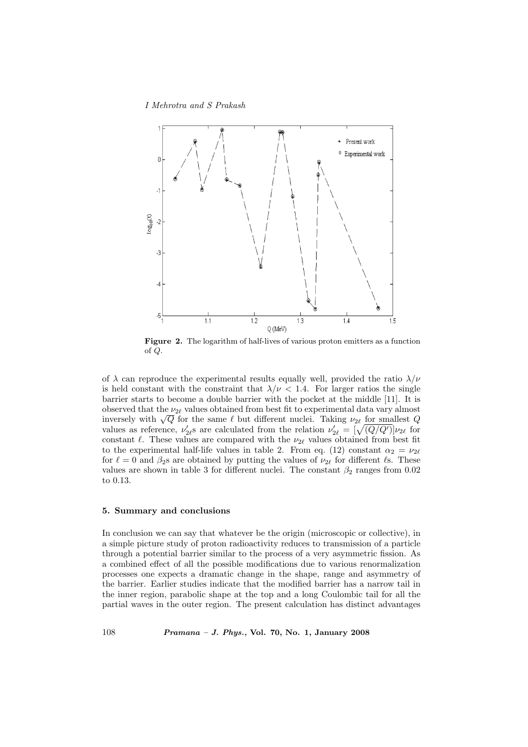**Figure 2.** The logarithm of half-lives of various proton emitters as a function of $Q$.

of $\lambda$ can reproduce the experimental results equally well, provided the ratio $\lambda/\nu$ is held constant with the constraint that $\lambda/\nu < 1.4$. For larger ratios the single barrier starts to become a double barrier with the pocket at the middle [11]. It is observed that the $\nu_{2\ell}$ values obtained from best fit to experimental data vary almost inversely with $\sqrt{Q}$ for the same $\ell$ but different nuclei. Taking $\nu_{2\ell}$ for smallest $Q$ values as reference, $\nu'_{2\ell}$s are calculated from the relation $\nu'_{2\ell} = [\sqrt{(Q/Q')}]\nu_{2\ell}$ for constant $\ell$. These values are compared with the $\nu_{2\ell}$ values obtained from best fit to the experimental half-life values in table 2. From eq. (12) constant $\alpha_2 = \nu_{2\ell}$ for $\ell = 0$ and $\beta_2$s are obtained by putting the values of $\nu_{2\ell}$ for different $\ell$s. These values are shown in table 3 for different nuclei. The constant $\beta_2$ ranges from 0.02 to 0.13.

## 5. Summary and conclusions

In conclusion we can say that whatever be the origin (microscopic or collective), in a simple picture study of proton radioactivity reduces to transmission of a particle through a potential barrier similar to the process of a very asymmetric fission. As a combined effect of all the possible modifications due to various renormalization processes one expects a dramatic change in the shape, range and asymmetry of the barrier. Earlier studies indicate that the modified barrier has a narrow tail in the inner region, parabolic shape at the top and a long Coulombic tail for all the partial waves in the outer region. The present calculation has distinct advantages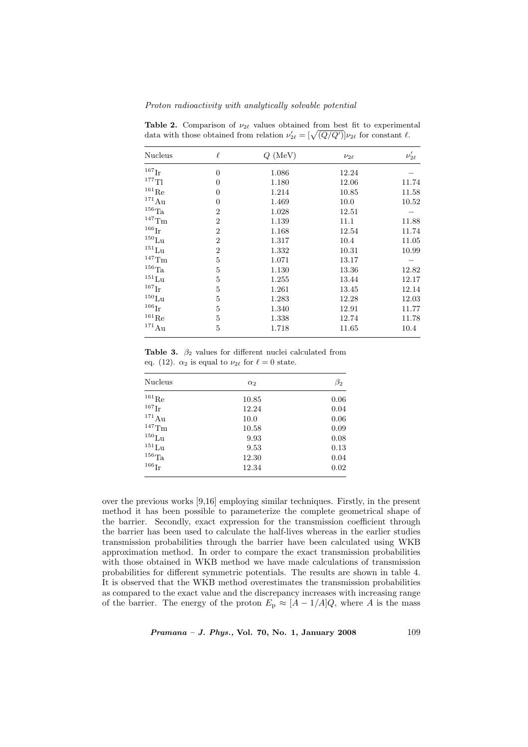**Table 2.** Comparison of $\nu_{2\ell}$ values obtained from best fit to experimental data with those obtained from relation $\nu'_{2\ell} = [\sqrt{(Q/Q')}]\nu_{2\ell}$ for constant $\ell$.

| Nucleus | $\ell$ | $Q$ (MeV) | $\nu_{2\ell}$ | $\nu'_{2\ell}$ |
|---|---|---|---|---|
| $^{167}$Ir | 0 | 1.086 | 12.24 | – |
| $^{177}$Tl | 0 | 1.180 | 12.06 | 11.74 |
| $^{161}$Re | 0 | 1.214 | 10.85 | 11.58 |
| $^{171}$Au | 0 | 1.469 | 10.0 | 10.52 |
| $^{156}$Ta | 2 | 1.028 | 12.51 | – |
| $^{147}$Tm | 2 | 1.139 | 11.1 | 11.88 |
| $^{166}$Ir | 2 | 1.168 | 12.54 | 11.74 |
| $^{150}$Lu | 2 | 1.317 | 10.4 | 11.05 |
| $^{151}$Lu | 2 | 1.332 | 10.31 | 10.99 |
| $^{147}$Tm | 5 | 1.071 | 13.17 | – |
| $^{156}$Ta | 5 | 1.130 | 13.36 | 12.82 |
| $^{151}$Lu | 5 | 1.255 | 13.44 | 12.17 |
| $^{167}$Ir | 5 | 1.261 | 13.45 | 12.14 |
| $^{150}$Lu | 5 | 1.283 | 12.28 | 12.03 |
| $^{166}$Ir | 5 | 1.340 | 12.91 | 11.77 |
| $^{161}$Re | 5 | 1.338 | 12.74 | 11.78 |
| $^{171}$Au | 5 | 1.718 | 11.65 | 10.4 |

**Table 3.** $\beta_2$ values for different nuclei calculated from eq. (12). $\alpha_2$ is equal to $\nu_{2\ell}$ for $\ell = 0$ state.

| Nucleus | $\alpha_2$ | $\beta_2$ |
|---|---|---|
| $^{161}$Re | 10.85 | 0.06 |
| $^{167}$Ir | 12.24 | 0.04 |
| $^{171}$Au | 10.0 | 0.06 |
| $^{147}$Tm | 10.58 | 0.09 |
| $^{150}$Lu | 9.93 | 0.08 |
| $^{151}$Lu | 9.53 | 0.13 |
| $^{156}$Ta | 12.30 | 0.04 |
| $^{166}$Ir | 12.34 | 0.02 |

over the previous works [9,16] employing similar techniques. Firstly, in the present method it has been possible to parameterize the complete geometrical shape of the barrier. Secondly, exact expression for the transmission coefficient through the barrier has been used to calculate the half-lives whereas in the earlier studies transmission probabilities through the barrier have been calculated using WKB approximation method. In order to compare the exact transmission probabilities with those obtained in WKB method we have made calculations of transmission probabilities for different symmetric potentials. The results are shown in table 4. It is observed that the WKB method overestimates the transmission probabilities as compared to the exact value and the discrepancy increases with increasing range of the barrier. The energy of the proton $E_\mathrm{p} \approx [A - 1/A]Q$, where $A$ is the mass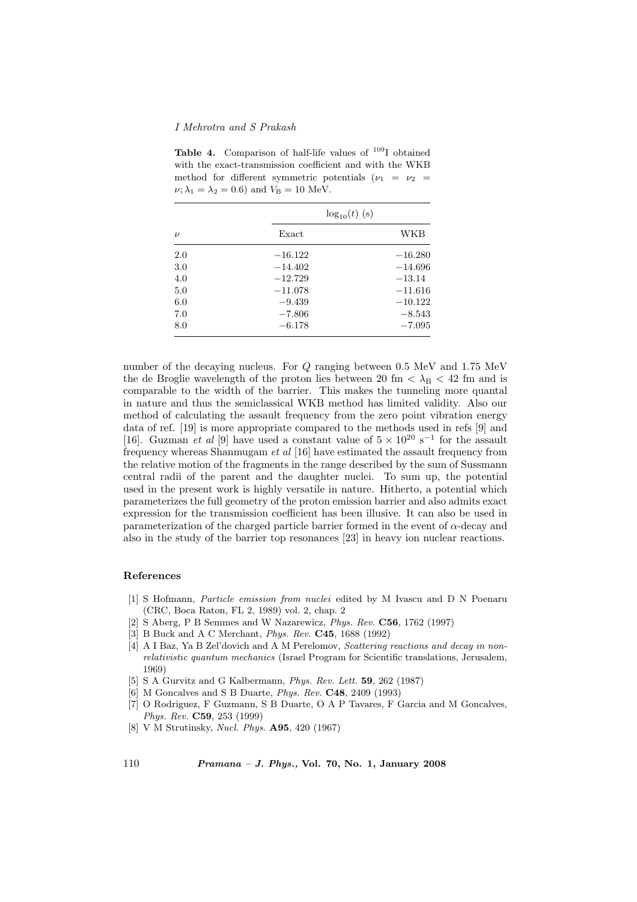**Table 4.** Comparison of half-life values of $^{109}$I obtained with the exact-transmission coefficient and with the WKB method for different symmetric potentials ($\nu_1 = \nu_2 = \nu; \lambda_1 = \lambda_2 = 0.6$) and $V_B = 10$ MeV.

| $\nu$ | $\log_{10}(t)$ (s) | |
|---|---|---|
| | Exact | WKB |
| 2.0 | −16.122 | −16.280 |
| 3.0 | −14.402 | −14.696 |
| 4.0 | −12.729 | −13.14 |
| 5.0 | −11.078 | −11.616 |
| 6.0 | −9.439 | −10.122 |
| 7.0 | −7.806 | −8.543 |
| 8.0 | −6.178 | −7.095 |

number of the decaying nucleus. For $Q$ ranging between 0.5 MeV and 1.75 MeV the de Broglie wavelength of the proton lies between 20 fm $< \lambda_B <$ 42 fm and is comparable to the width of the barrier. This makes the tunneling more quantal in nature and thus the semiclassical WKB method has limited validity. Also our method of calculating the assault frequency from the zero point vibration energy data of ref. [19] is more appropriate compared to the methods used in refs [9] and [16]. Guzman *et al* [9] have used a constant value of $5 \times 10^{20}$ s$^{-1}$ for the assault frequency whereas Shanmugam *et al* [16] have estimated the assault frequency from the relative motion of the fragments in the range described by the sum of Sussmann central radii of the parent and the daughter nuclei. To sum up, the potential used in the present work is highly versatile in nature. Hitherto, a potential which parameterizes the full geometry of the proton emission barrier and also admits exact expression for the transmission coefficient has been illusive. It can also be used in parameterization of the charged particle barrier formed in the event of $\alpha$-decay and also in the study of the barrier top resonances [23] in heavy ion nuclear reactions.

## References

[1] S Hofmann, *Particle emission from nuclei* edited by M Ivascu and D N Poenaru (CRC, Boca Raton, FL 2, 1989) vol. 2, chap. 2

[2] S Aberg, P B Semmes and W Nazarewicz, *Phys. Rev.* **C56**, 1762 (1997)

[3] B Buck and A C Merchant, *Phys. Rev.* **C45**, 1688 (1992)

[4] A I Baz, Ya B Zel'dovich and A M Perelomov, *Scattering reactions and decay in non-relativistic quantum mechanics* (Israel Program for Scientific translations, Jerusalem, 1969)

[5] S A Gurvitz and G Kalbermann, *Phys. Rev. Lett.* **59**, 262 (1987)

[6] M Goncalves and S B Duarte, *Phys. Rev.* **C48**, 2409 (1993)

[7] O Rodriguez, F Guzmann, S B Duarte, O A P Tavares, F Garcia and M Goncalves, *Phys. Rev.* **C59**, 253 (1999)

[8] V M Strutinsky, *Nucl. Phys.* **A95**, 420 (1967)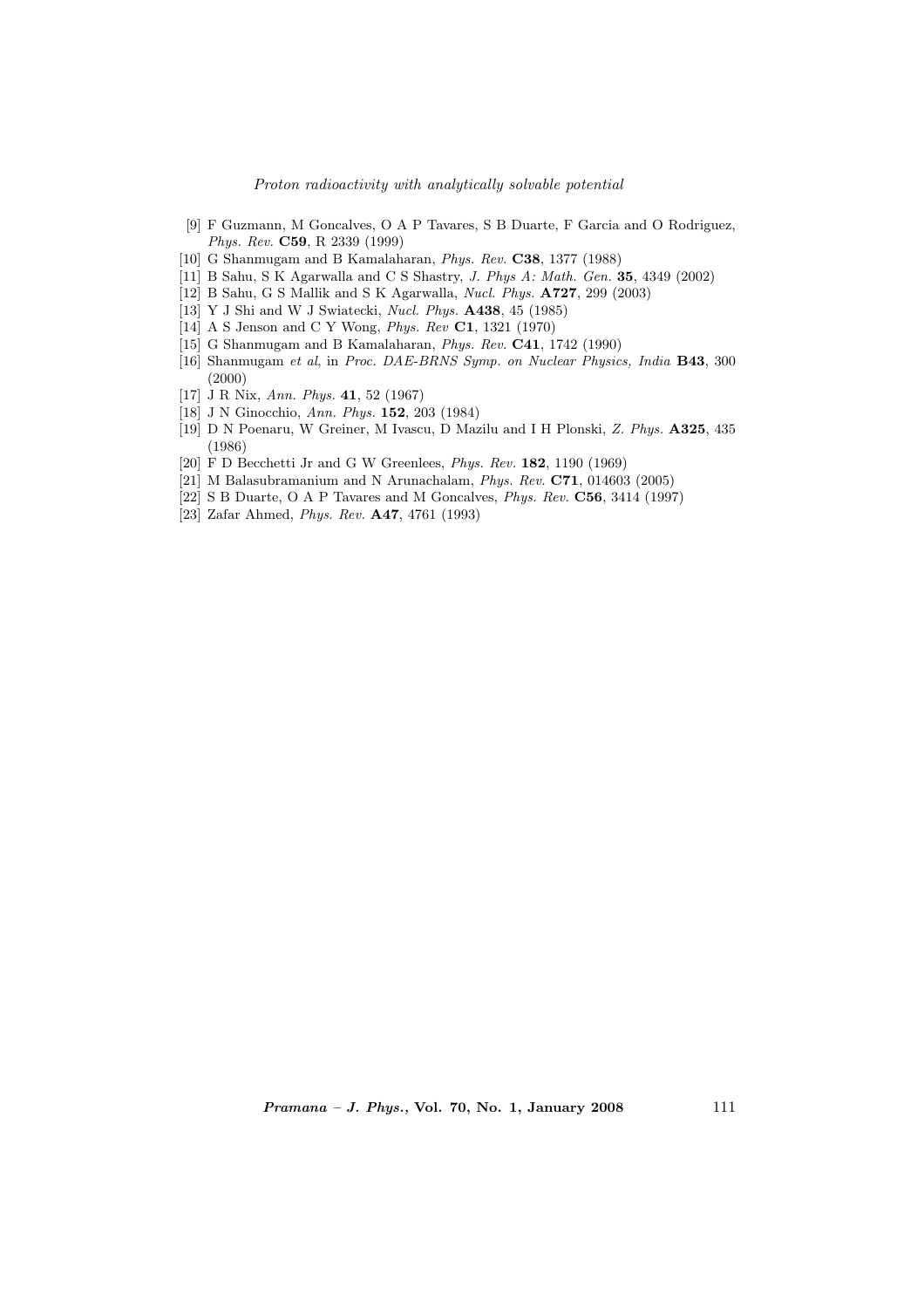[9] F Guzmann, M Goncalves, O A P Tavares, S B Duarte, F Garcia and O Rodriguez, *Phys. Rev.* **C59**, R 2339 (1999)

[10] G Shanmugam and B Kamalaharan, *Phys. Rev.* **C38**, 1377 (1988)

[11] B Sahu, S K Agarwalla and C S Shastry, *J. Phys A: Math. Gen.* **35**, 4349 (2002)

[12] B Sahu, G S Mallik and S K Agarwalla, *Nucl. Phys.* **A727**, 299 (2003)

[13] Y J Shi and W J Swiatecki, *Nucl. Phys.* **A438**, 45 (1985)

[14] A S Jenson and C Y Wong, *Phys. Rev* **C1**, 1321 (1970)

[15] G Shanmugam and B Kamalaharan, *Phys. Rev.* **C41**, 1742 (1990)

[16] Shanmugam *et al*, in *Proc. DAE-BRNS Symp. on Nuclear Physics, India* **B43**, 300 (2000)

[17] J R Nix, *Ann. Phys.* **41**, 52 (1967)

[18] J N Ginocchio, *Ann. Phys.* **152**, 203 (1984)

[19] D N Poenaru, W Greiner, M Ivascu, D Mazilu and I H Plonski, *Z. Phys.* **A325**, 435 (1986)

[20] F D Becchetti Jr and G W Greenlees, *Phys. Rev.* **182**, 1190 (1969)

[21] M Balasubramanium and N Arunachalam, *Phys. Rev.* **C71**, 014603 (2005)

[22] S B Duarte, O A P Tavares and M Goncalves, *Phys. Rev.* **C56**, 3414 (1997)

[23] Zafar Ahmed, *Phys. Rev.* **A47**, 4761 (1993)